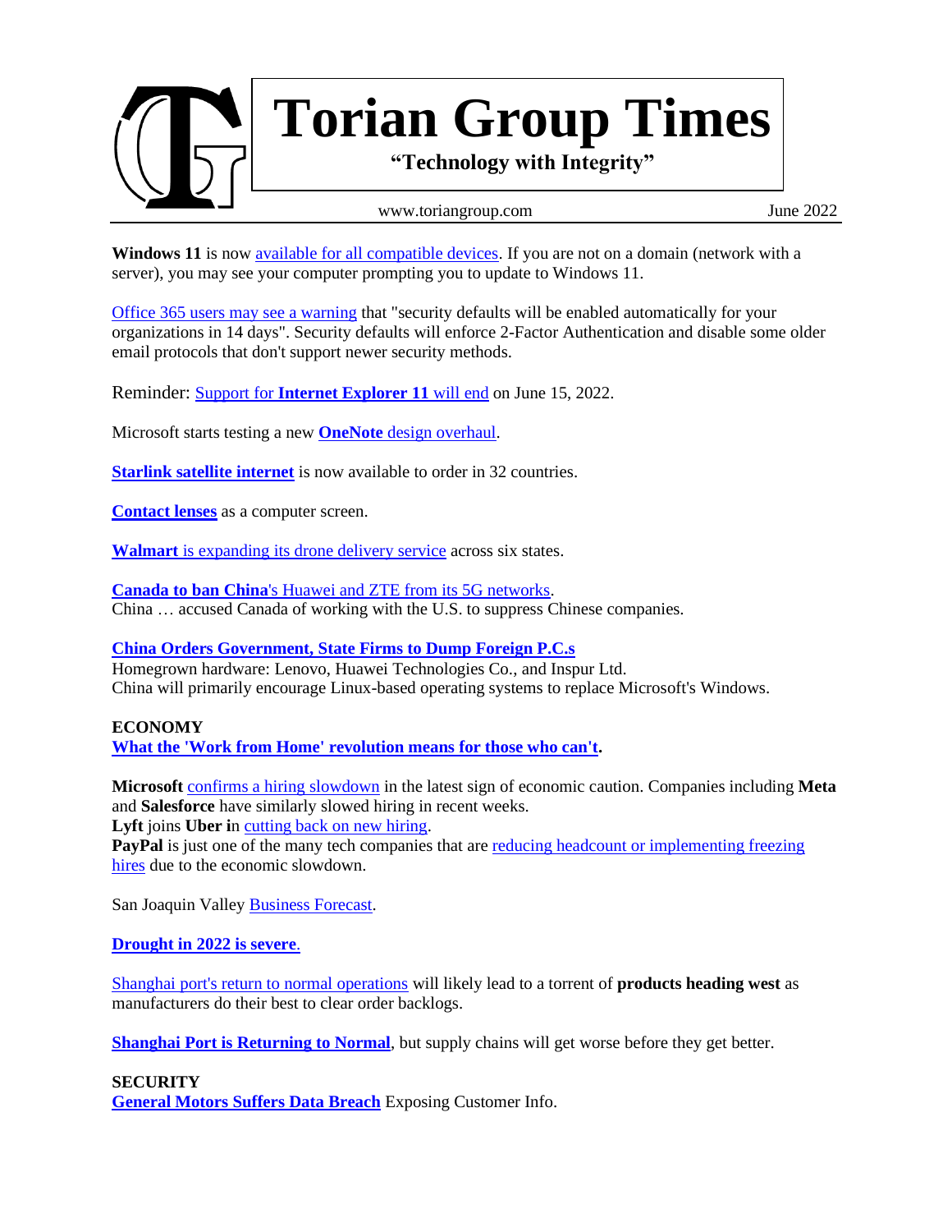# Torian Group Times

**"Technology with Integrity"**

www.toriangroup.com June 2022

**Windows 11** is now available for all compatible devices. If you are not on a domain (network with a server), you may see your computer prompting you to update to Windows 11.

Office 365 users may see a warning that "security defaults will be enabled automatically for your organizations in 14 days". Security defaults will enforce 2-Factor Authentication and disable some older email protocols that don't support newer security methods.

Reminder: Support for **Internet Explorer 11** will end on June 15, 2022.

Microsoft starts testing a new **OneNote** design overhaul.

**Starlink satellite internet** is now available to order in 32 countries.

**Contact lenses** as a computer screen.

**Walmart** is expanding its drone delivery service across six states.

**Canada to ban China**'s Huawei and ZTE from its 5G networks.
China … accused Canada of working with the U.S. to suppress Chinese companies.

**China Orders Government, State Firms to Dump Foreign P.C.s**
Homegrown hardware: Lenovo, Huawei Technologies Co., and Inspur Ltd.
China will primarily encourage Linux-based operating systems to replace Microsoft's Windows.

**ECONOMY**
**What the 'Work from Home' revolution means for those who can't.**

**Microsoft** confirms a hiring slowdown in the latest sign of economic caution. Companies including **Meta** and **Salesforce** have similarly slowed hiring in recent weeks.
**Lyft** joins **Uber i**n cutting back on new hiring.
**PayPal** is just one of the many tech companies that are reducing headcount or implementing freezing hires due to the economic slowdown.

San Joaquin Valley Business Forecast.

**Drought in 2022 is severe.**

Shanghai port's return to normal operations will likely lead to a torrent of **products heading west** as manufacturers do their best to clear order backlogs.

**Shanghai Port is Returning to Normal**, but supply chains will get worse before they get better.

**SECURITY**
**General Motors Suffers Data Breach** Exposing Customer Info.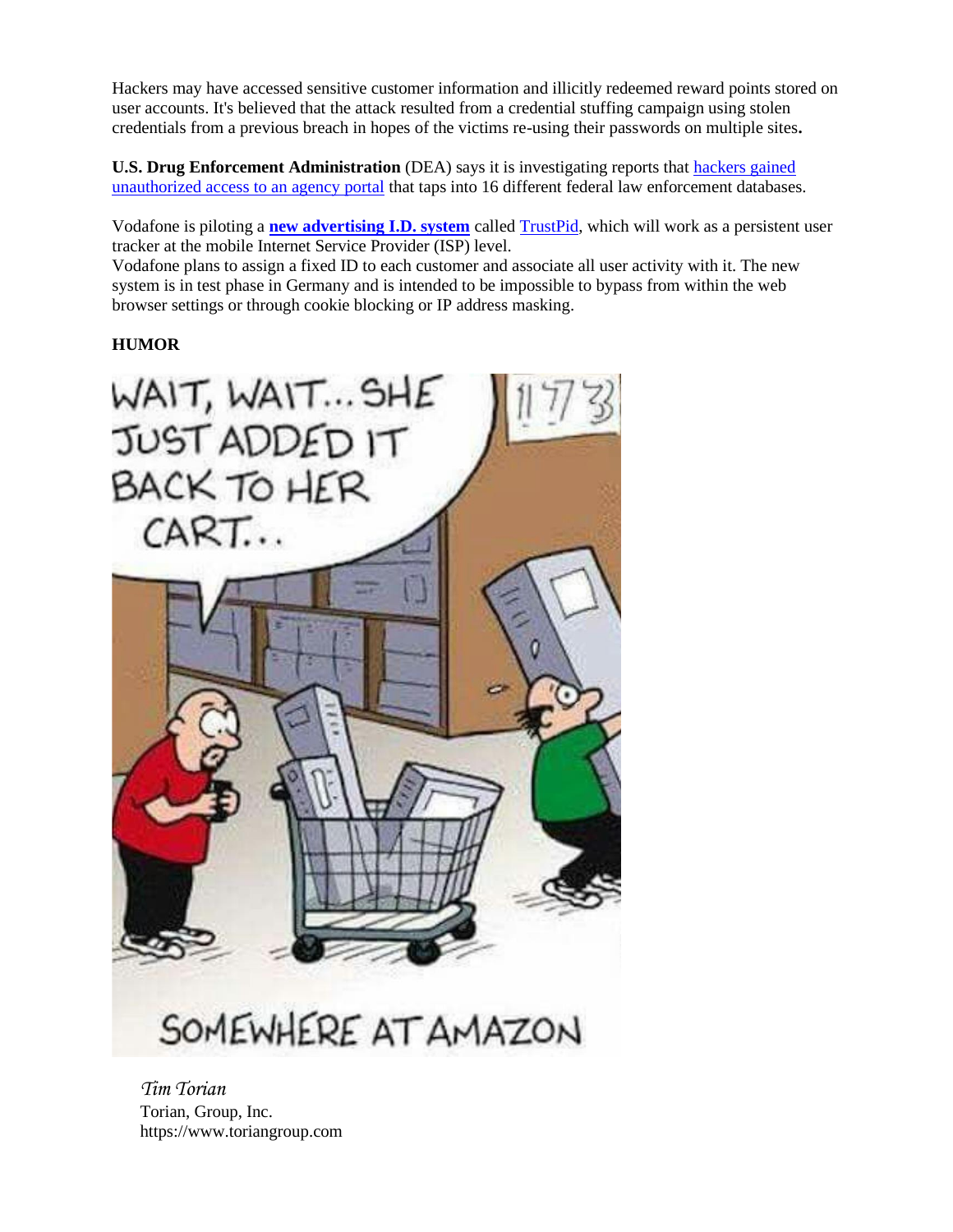Hackers may have accessed sensitive customer information and illicitly redeemed reward points stored on user accounts. It's believed that the attack resulted from a credential stuffing campaign using stolen credentials from a previous breach in hopes of the victims re-using their passwords on multiple sites**.**

**U.S. Drug Enforcement Administration** (DEA) says it is investigating reports that hackers gained unauthorized access to an agency portal that taps into 16 different federal law enforcement databases.

Vodafone is piloting a **new advertising I.D. system** called TrustPid, which will work as a persistent user tracker at the mobile Internet Service Provider (ISP) level.
Vodafone plans to assign a fixed ID to each customer and associate all user activity with it. The new system is in test phase in Germany and is intended to be impossible to bypass from within the web browser settings or through cookie blocking or IP address masking.

**HUMOR**

*Tim Torian*
Torian, Group, Inc.
https://www.toriangroup.com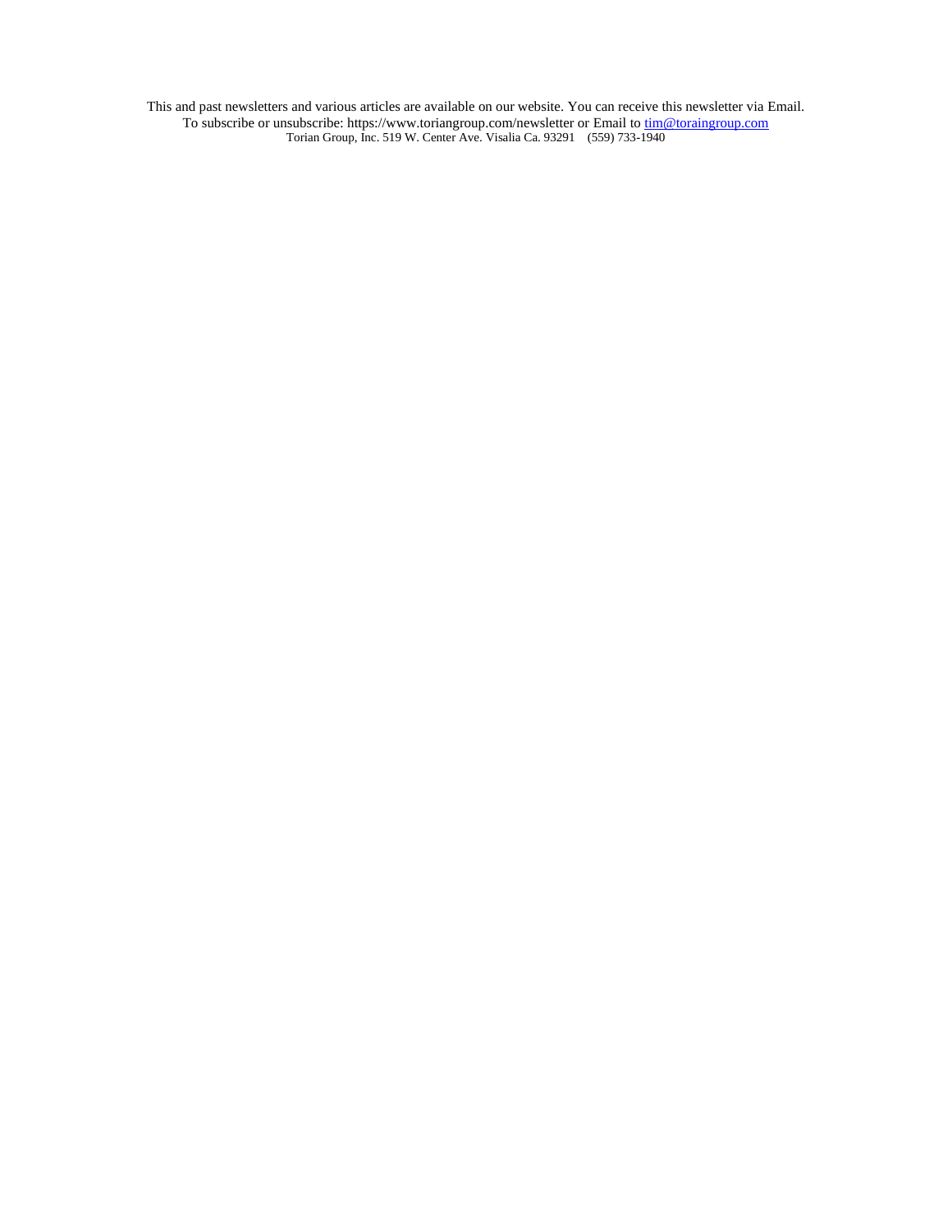This and past newsletters and various articles are available on our website. You can receive this newsletter via Email.
To subscribe or unsubscribe: https://www.toriangroup.com/newsletter or Email to tim@toraingroup.com
Torian Group, Inc. 519 W. Center Ave. Visalia Ca. 93291 (559) 733-1940